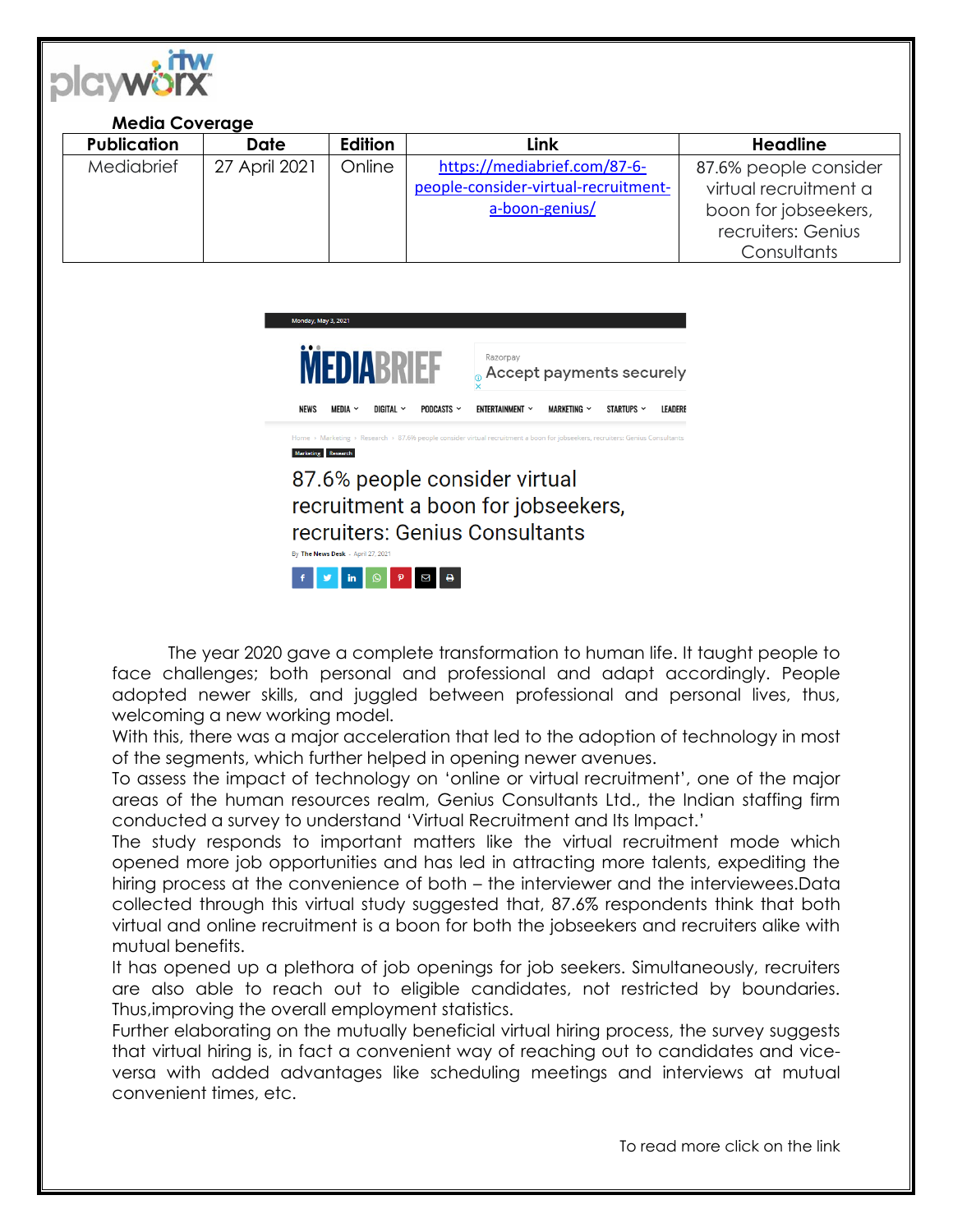**Media Coverage**

| Publication | Date | Edition | Link | Headline |
| --- | --- | --- | --- | --- |
| Mediabrief | 27 April 2021 | Online | https://mediabrief.com/87-6-people-consider-virtual-recruitment-a-boon-genius/ | 87.6% people consider virtual recruitment a boon for jobseekers, recruiters: Genius Consultants |

Monday, May 3, 2021

MEDIABRIEF

Razorpay
Accept payments securely

NEWS MEDIA DIGITAL PODCASTS ENTERTAINMENT MARKETING STARTUPS LEADERS

Home › Marketing › Research › 87.6% people consider virtual recruitment a boon for jobseekers, recruiters: Genius Consultants

Marketing Research

# 87.6% people consider virtual recruitment a boon for jobseekers, recruiters: Genius Consultants

By The News Desk - April 27, 2021

The year 2020 gave a complete transformation to human life. It taught people to face challenges; both personal and professional and adapt accordingly. People adopted newer skills, and juggled between professional and personal lives, thus, welcoming a new working model.

With this, there was a major acceleration that led to the adoption of technology in most of the segments, which further helped in opening newer avenues.

To assess the impact of technology on 'online or virtual recruitment', one of the major areas of the human resources realm, Genius Consultants Ltd., the Indian staffing firm conducted a survey to understand 'Virtual Recruitment and Its Impact.'

The study responds to important matters like the virtual recruitment mode which opened more job opportunities and has led in attracting more talents, expediting the hiring process at the convenience of both – the interviewer and the interviewees.Data collected through this virtual study suggested that, 87.6% respondents think that both virtual and online recruitment is a boon for both the jobseekers and recruiters alike with mutual benefits.

It has opened up a plethora of job openings for job seekers. Simultaneously, recruiters are also able to reach out to eligible candidates, not restricted by boundaries. Thus,improving the overall employment statistics.

Further elaborating on the mutually beneficial virtual hiring process, the survey suggests that virtual hiring is, in fact a convenient way of reaching out to candidates and vice-versa with added advantages like scheduling meetings and interviews at mutual convenient times, etc.

To read more click on the link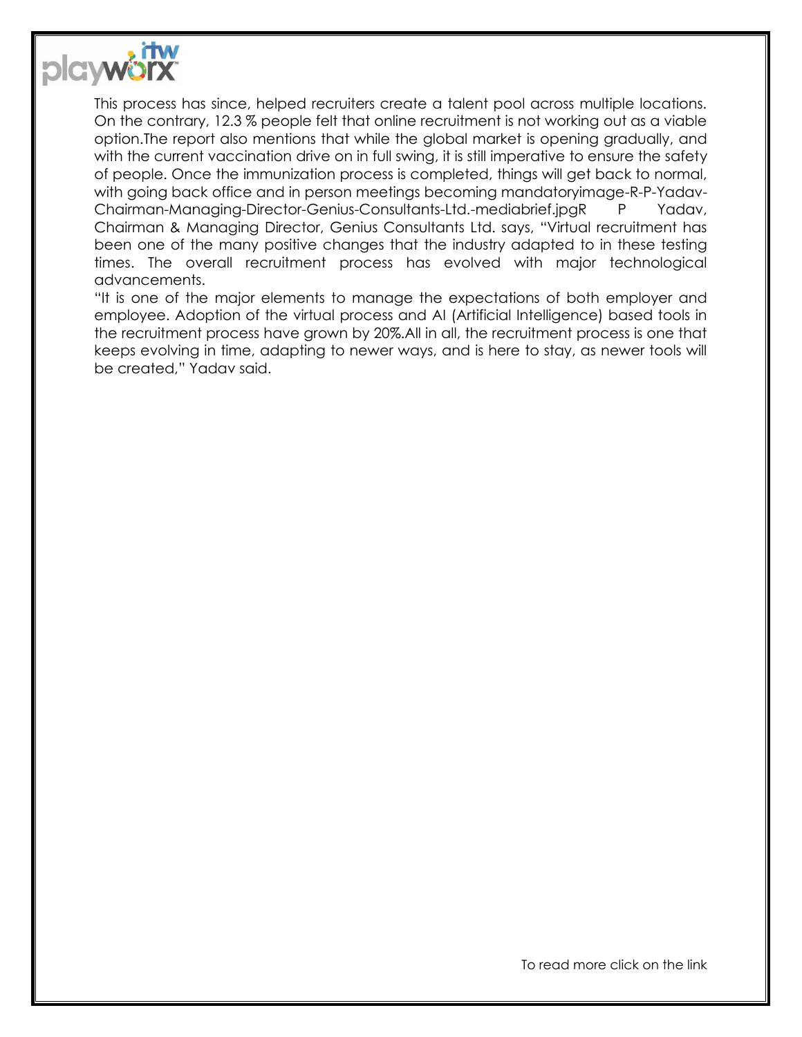This process has since, helped recruiters create a talent pool across multiple locations. On the contrary, 12.3 % people felt that online recruitment is not working out as a viable option.The report also mentions that while the global market is opening gradually, and with the current vaccination drive on in full swing, it is still imperative to ensure the safety of people. Once the immunization process is completed, things will get back to normal, with going back office and in person meetings becoming mandatoryimage-R-P-Yadav-Chairman-Managing-Director-Genius-Consultants-Ltd.-mediabrief.jpgR P Yadav, Chairman & Managing Director, Genius Consultants Ltd. says, "Virtual recruitment has been one of the many positive changes that the industry adapted to in these testing times. The overall recruitment process has evolved with major technological advancements.

"It is one of the major elements to manage the expectations of both employer and employee. Adoption of the virtual process and AI (Artificial Intelligence) based tools in the recruitment process have grown by 20%.All in all, the recruitment process is one that keeps evolving in time, adapting to newer ways, and is here to stay, as newer tools will be created," Yadav said.

To read more click on the link